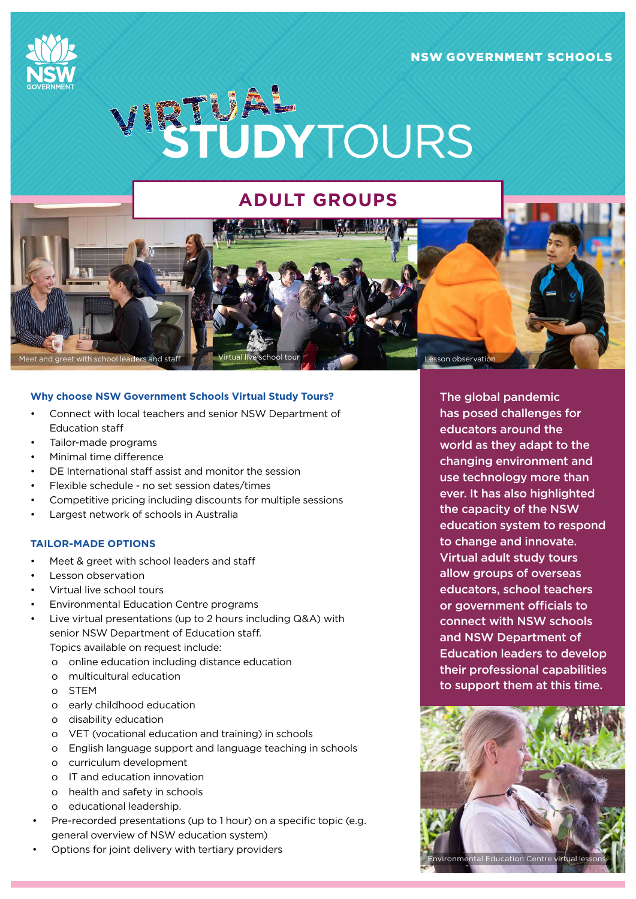NSW GOVERNMENT SCHOOLS

# VIRTUAL STUDY TOURS

## ADULT GROUPS

Meet and greet with school leaders and staff

Virtual live school tour

Lesson observation

### Why choose NSW Government Schools Virtual Study Tours?

- Connect with local teachers and senior NSW Department of Education staff
- Tailor-made programs
- Minimal time difference
- DE International staff assist and monitor the session
- Flexible schedule - no set session dates/times
- Competitive pricing including discounts for multiple sessions
- Largest network of schools in Australia

### TAILOR-MADE OPTIONS

- Meet & greet with school leaders and staff
- Lesson observation
- Virtual live school tours
- Environmental Education Centre programs
- Live virtual presentations (up to 2 hours including Q&A) with senior NSW Department of Education staff. Topics available on request include:
  - online education including distance education
  - multicultural education
  - STEM
  - early childhood education
  - disability education
  - VET (vocational education and training) in schools
  - English language support and language teaching in schools
  - curriculum development
  - IT and education innovation
  - health and safety in schools
  - educational leadership.
- Pre-recorded presentations (up to 1 hour) on a specific topic (e.g. general overview of NSW education system)
- Options for joint delivery with tertiary providers

**The global pandemic has posed challenges for educators around the world as they adapt to the changing environment and use technology more than ever. It has also highlighted the capacity of the NSW education system to respond to change and innovate. Virtual adult study tours allow groups of overseas educators, school teachers or government officials to connect with NSW schools and NSW Department of Education leaders to develop their professional capabilities to support them at this time.**

Environmental Education Centre virtual lessons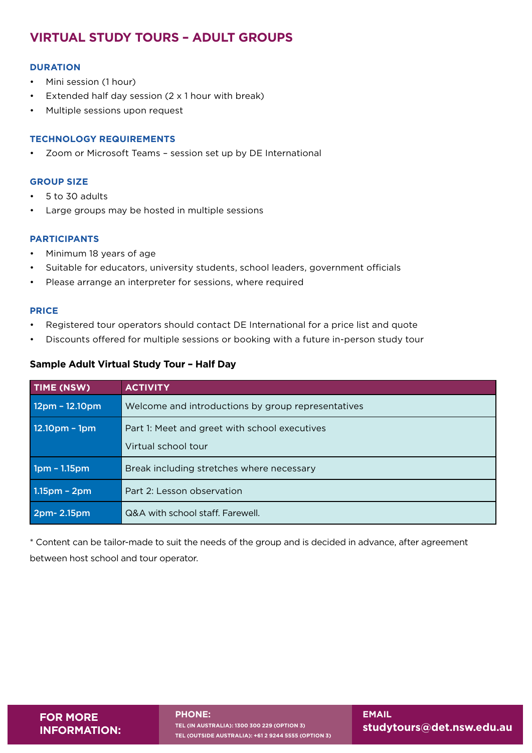## VIRTUAL STUDY TOURS – ADULT GROUPS

### DURATION

- Mini session (1 hour)
- Extended half day session (2 x 1 hour with break)
- Multiple sessions upon request

### TECHNOLOGY REQUIREMENTS

- Zoom or Microsoft Teams – session set up by DE International

### GROUP SIZE

- 5 to 30 adults
- Large groups may be hosted in multiple sessions

### PARTICIPANTS

- Minimum 18 years of age
- Suitable for educators, university students, school leaders, government officials
- Please arrange an interpreter for sessions, where required

### PRICE

- Registered tour operators should contact DE International for a price list and quote
- Discounts offered for multiple sessions or booking with a future in-person study tour

**Sample Adult Virtual Study Tour – Half Day**

| TIME (NSW) | ACTIVITY |
|---|---|
| 12pm – 12.10pm | Welcome and introductions by group representatives |
| 12.10pm – 1pm | Part 1: Meet and greet with school executives<br>Virtual school tour |
| 1pm – 1.15pm | Break including stretches where necessary |
| 1.15pm – 2pm | Part 2: Lesson observation |
| 2pm- 2.15pm | Q&A with school staff. Farewell. |

* Content can be tailor-made to suit the needs of the group and is decided in advance, after agreement between host school and tour operator.

**FOR MORE INFORMATION:**

**PHONE:**
TEL (IN AUSTRALIA): 1300 300 229 (OPTION 3)
TEL (OUTSIDE AUSTRALIA): +61 2 9244 5555 (OPTION 3)

**EMAIL**
**studytours@det.nsw.edu.au**